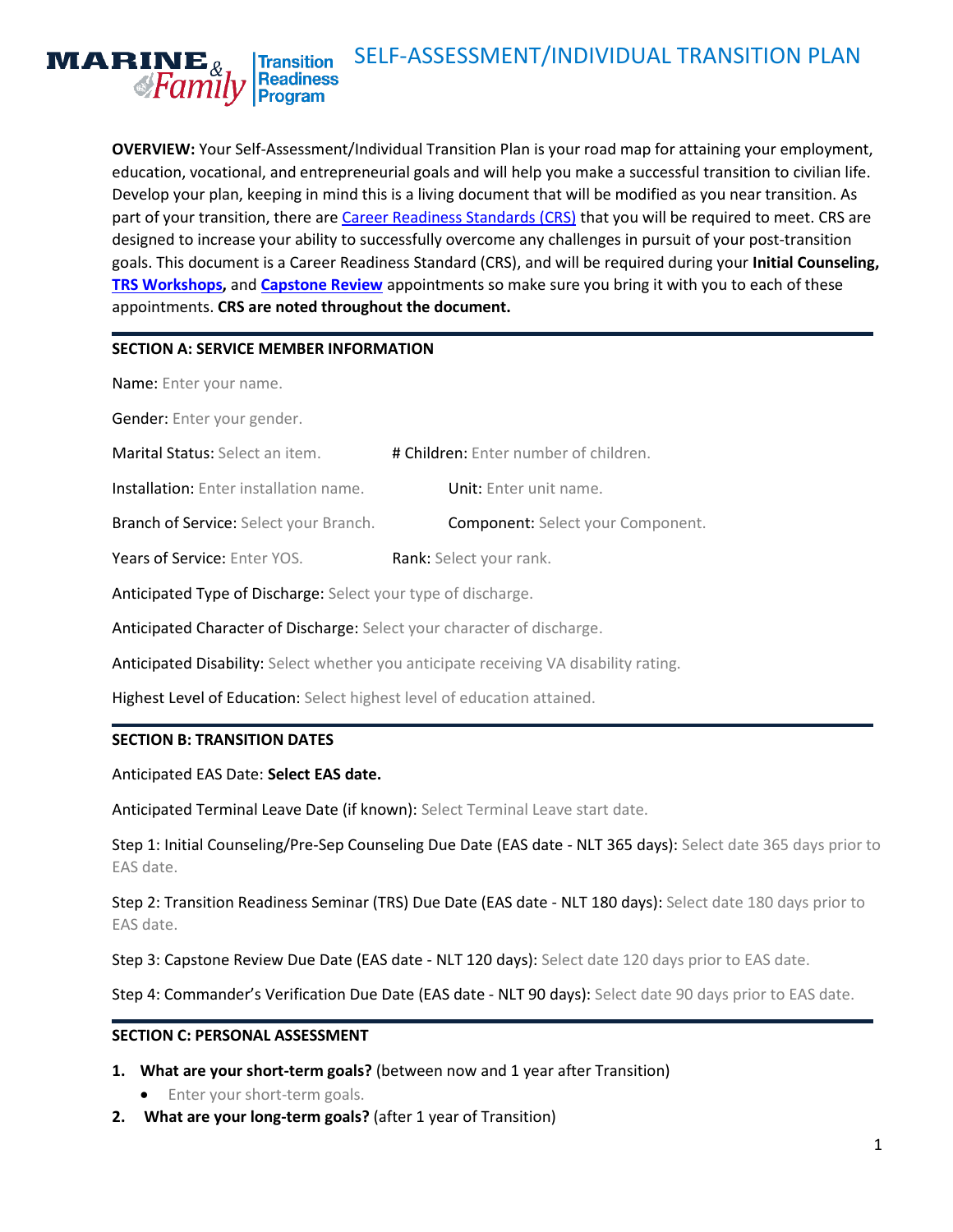# SELF-ASSESSMENT/INDIVIDUAL TRANSITION PLAN

**OVERVIEW:** Your Self-Assessment/Individual Transition Plan is your road map for attaining your employment, education, vocational, and entrepreneurial goals and will help you make a successful transition to civilian life. Develop your plan, keeping in mind this is a living document that will be modified as you near transition. As part of your transition, there are [Career Readiness Standards (CRS)]() that you will be required to meet. CRS are designed to increase your ability to successfully overcome any challenges in pursuit of your post-transition goals. This document is a Career Readiness Standard (CRS), and will be required during your **Initial Counseling, [TRS Workshops](), and [Capstone Review]()** appointments so make sure you bring it with you to each of these appointments. **CRS are noted throughout the document.**

## SECTION A: SERVICE MEMBER INFORMATION

Name: Enter your name.

Gender: Enter your gender.

Marital Status: Select an item. # Children: Enter number of children.

Installation: Enter installation name. Unit: Enter unit name.

Branch of Service: Select your Branch. Component: Select your Component.

Years of Service: Enter YOS. Rank: Select your rank.

Anticipated Type of Discharge: Select your type of discharge.

Anticipated Character of Discharge: Select your character of discharge.

Anticipated Disability: Select whether you anticipate receiving VA disability rating.

Highest Level of Education: Select highest level of education attained.

## SECTION B: TRANSITION DATES

Anticipated EAS Date: **Select EAS date.**

Anticipated Terminal Leave Date (if known): Select Terminal Leave start date.

Step 1: Initial Counseling/Pre-Sep Counseling Due Date (EAS date - NLT 365 days): Select date 365 days prior to EAS date.

Step 2: Transition Readiness Seminar (TRS) Due Date (EAS date - NLT 180 days): Select date 180 days prior to EAS date.

Step 3: Capstone Review Due Date (EAS date - NLT 120 days): Select date 120 days prior to EAS date.

Step 4: Commander's Verification Due Date (EAS date - NLT 90 days): Select date 90 days prior to EAS date.

## SECTION C: PERSONAL ASSESSMENT

1. **What are your short-term goals?** (between now and 1 year after Transition)
   - Enter your short-term goals.
2. **What are your long-term goals?** (after 1 year of Transition)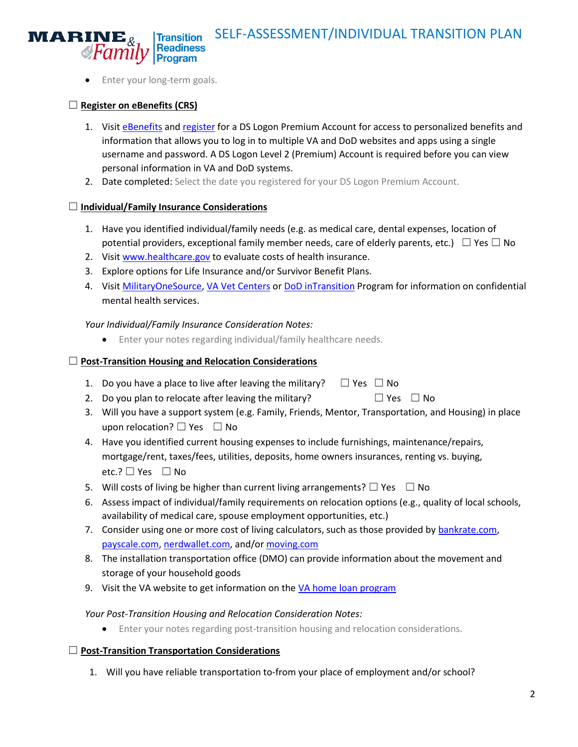- Enter your long-term goals.

☐ **Register on eBenefits (CRS)**

1. Visit eBenefits and register for a DS Logon Premium Account for access to personalized benefits and information that allows you to log in to multiple VA and DoD websites and apps using a single username and password. A DS Logon Level 2 (Premium) Account is required before you can view personal information in VA and DoD systems.
2. Date completed: Select the date you registered for your DS Logon Premium Account.

☐ **Individual/Family Insurance Considerations**

1. Have you identified individual/family needs (e.g. as medical care, dental expenses, location of potential providers, exceptional family member needs, care of elderly parents, etc.) ☐ Yes ☐ No
2. Visit www.healthcare.gov to evaluate costs of health insurance.
3. Explore options for Life Insurance and/or Survivor Benefit Plans.
4. Visit MilitaryOneSource, VA Vet Centers or DoD inTransition Program for information on confidential mental health services.

*Your Individual/Family Insurance Consideration Notes:*

- Enter your notes regarding individual/family healthcare needs.

☐ **Post-Transition Housing and Relocation Considerations**

1. Do you have a place to live after leaving the military? ☐ Yes ☐ No
2. Do you plan to relocate after leaving the military? ☐ Yes ☐ No
3. Will you have a support system (e.g. Family, Friends, Mentor, Transportation, and Housing) in place upon relocation? ☐ Yes ☐ No
4. Have you identified current housing expenses to include furnishings, maintenance/repairs, mortgage/rent, taxes/fees, utilities, deposits, home owners insurances, renting vs. buying, etc.? ☐ Yes ☐ No
5. Will costs of living be higher than current living arrangements? ☐ Yes ☐ No
6. Assess impact of individual/family requirements on relocation options (e.g., quality of local schools, availability of medical care, spouse employment opportunities, etc.)
7. Consider using one or more cost of living calculators, such as those provided by bankrate.com, payscale.com, nerdwallet.com, and/or moving.com
8. The installation transportation office (DMO) can provide information about the movement and storage of your household goods
9. Visit the VA website to get information on the VA home loan program

*Your Post-Transition Housing and Relocation Consideration Notes:*

- Enter your notes regarding post-transition housing and relocation considerations.

☐ **Post-Transition Transportation Considerations**

1. Will you have reliable transportation to-from your place of employment and/or school?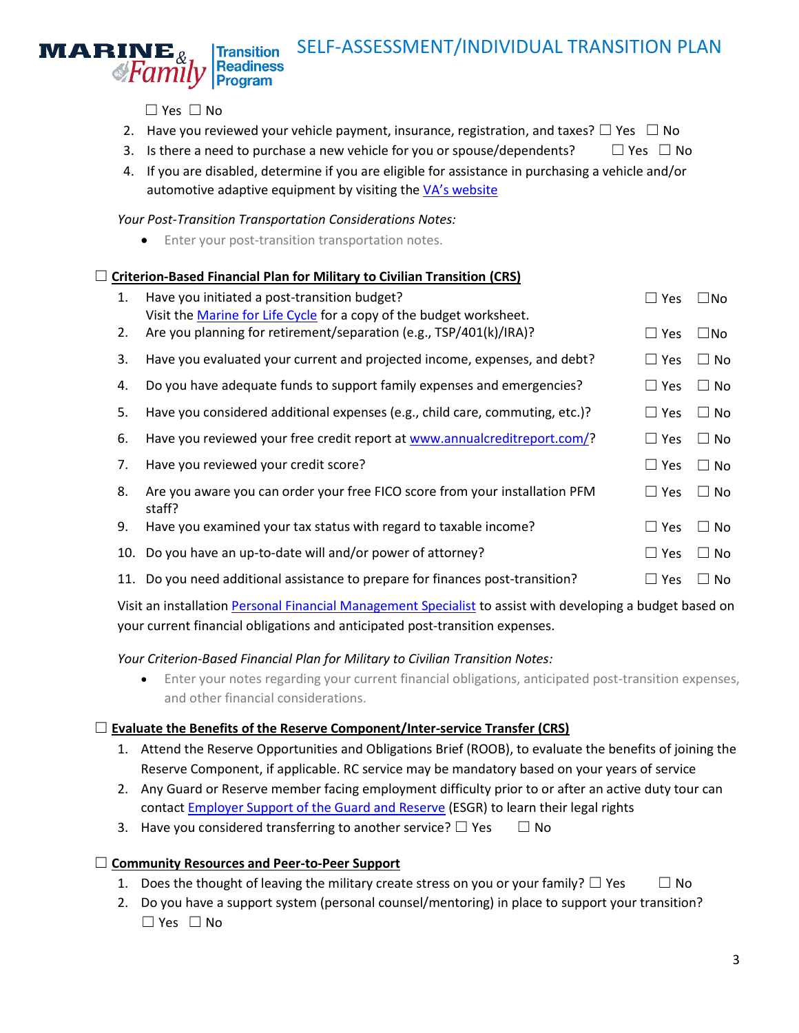☐ Yes ☐ No

2. Have you reviewed your vehicle payment, insurance, registration, and taxes? ☐ Yes ☐ No
3. Is there a need to purchase a new vehicle for you or spouse/dependents? ☐ Yes ☐ No
4. If you are disabled, determine if you are eligible for assistance in purchasing a vehicle and/or automotive adaptive equipment by visiting the [VA's website]

*Your Post-Transition Transportation Considerations Notes:*

- Enter your post-transition transportation notes.

☐ **Criterion-Based Financial Plan for Military to Civilian Transition (CRS)**

1. Have you initiated a post-transition budget? ☐ Yes ☐No
   Visit the [Marine for Life Cycle] for a copy of the budget worksheet.
2. Are you planning for retirement/separation (e.g., TSP/401(k)/IRA)? ☐ Yes ☐No
3. Have you evaluated your current and projected income, expenses, and debt? ☐ Yes ☐ No
4. Do you have adequate funds to support family expenses and emergencies? ☐ Yes ☐ No
5. Have you considered additional expenses (e.g., child care, commuting, etc.)? ☐ Yes ☐ No
6. Have you reviewed your free credit report at [www.annualcreditreport.com/]? ☐ Yes ☐ No
7. Have you reviewed your credit score? ☐ Yes ☐ No
8. Are you aware you can order your free FICO score from your installation PFM staff? ☐ Yes ☐ No
9. Have you examined your tax status with regard to taxable income? ☐ Yes ☐ No
10. Do you have an up-to-date will and/or power of attorney? ☐ Yes ☐ No
11. Do you need additional assistance to prepare for finances post-transition? ☐ Yes ☐ No

Visit an installation [Personal Financial Management Specialist] to assist with developing a budget based on your current financial obligations and anticipated post-transition expenses.

*Your Criterion-Based Financial Plan for Military to Civilian Transition Notes:*

- Enter your notes regarding your current financial obligations, anticipated post-transition expenses, and other financial considerations.

☐ **Evaluate the Benefits of the Reserve Component/Inter-service Transfer (CRS)**

1. Attend the Reserve Opportunities and Obligations Brief (ROOB), to evaluate the benefits of joining the Reserve Component, if applicable. RC service may be mandatory based on your years of service
2. Any Guard or Reserve member facing employment difficulty prior to or after an active duty tour can contact [Employer Support of the Guard and Reserve] (ESGR) to learn their legal rights
3. Have you considered transferring to another service? ☐ Yes ☐ No

☐ **Community Resources and Peer-to-Peer Support**

1. Does the thought of leaving the military create stress on you or your family? ☐ Yes ☐ No
2. Do you have a support system (personal counsel/mentoring) in place to support your transition?
   ☐ Yes ☐ No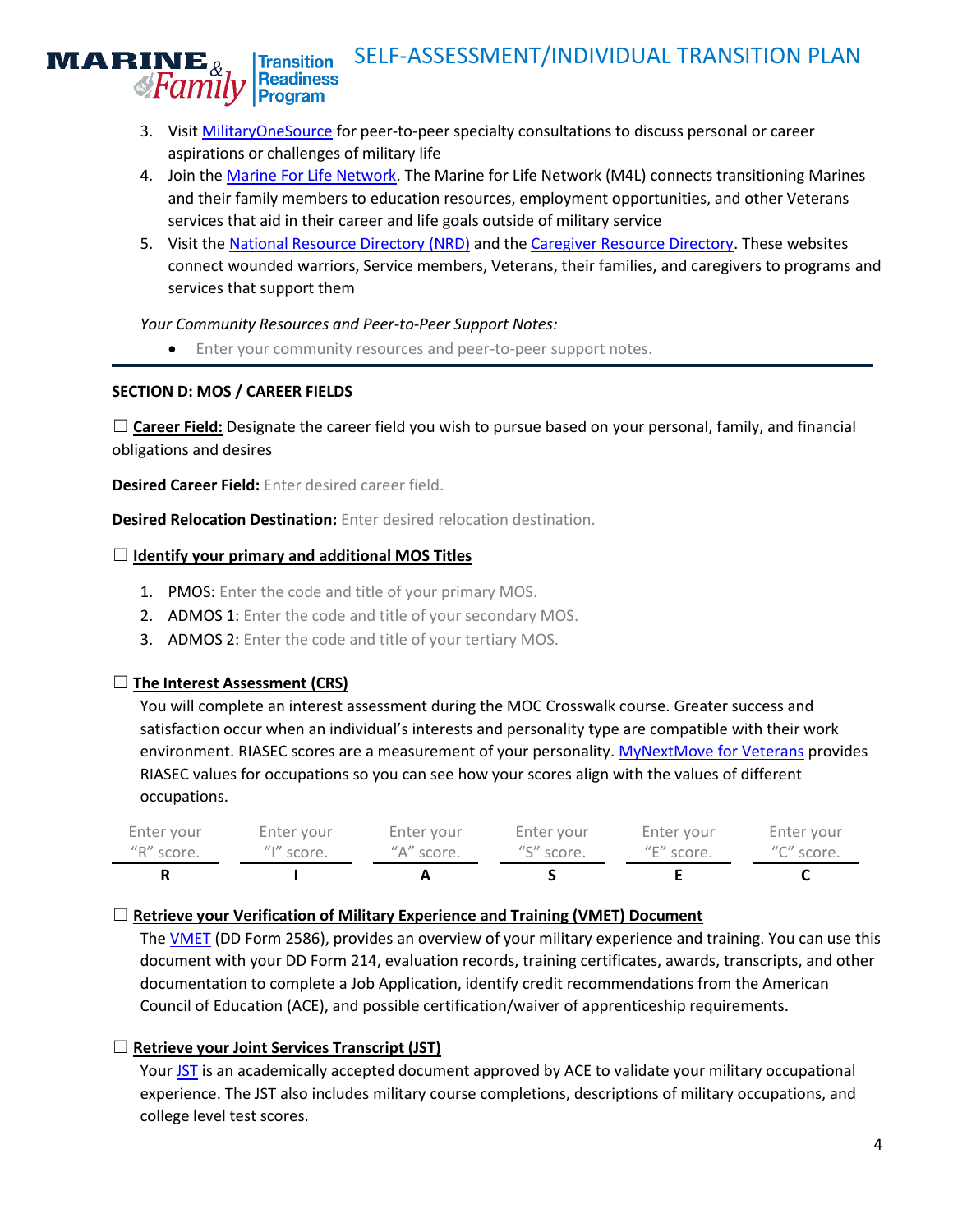3. Visit MilitaryOneSource for peer-to-peer specialty consultations to discuss personal or career aspirations or challenges of military life
4. Join the Marine For Life Network. The Marine for Life Network (M4L) connects transitioning Marines and their family members to education resources, employment opportunities, and other Veterans services that aid in their career and life goals outside of military service
5. Visit the National Resource Directory (NRD) and the Caregiver Resource Directory. These websites connect wounded warriors, Service members, Veterans, their families, and caregivers to programs and services that support them

*Your Community Resources and Peer-to-Peer Support Notes:*

- Enter your community resources and peer-to-peer support notes.

---

**SECTION D: MOS / CAREER FIELDS**

☐ **Career Field:** Designate the career field you wish to pursue based on your personal, family, and financial obligations and desires

**Desired Career Field:** Enter desired career field.

**Desired Relocation Destination:** Enter desired relocation destination.

☐ **Identify your primary and additional MOS Titles**

1. PMOS: Enter the code and title of your primary MOS.
2. ADMOS 1: Enter the code and title of your secondary MOS.
3. ADMOS 2: Enter the code and title of your tertiary MOS.

☐ **The Interest Assessment (CRS)**

You will complete an interest assessment during the MOC Crosswalk course. Greater success and satisfaction occur when an individual's interests and personality type are compatible with their work environment. RIASEC scores are a measurement of your personality. MyNextMove for Veterans provides RIASEC values for occupations so you can see how your scores align with the values of different occupations.

| Enter your "R" score. | Enter your "I" score. | Enter your "A" score. | Enter your "S" score. | Enter your "E" score. | Enter your "C" score. |
|---|---|---|---|---|---|
| **R** | **I** | **A** | **S** | **E** | **C** |

☐ **Retrieve your Verification of Military Experience and Training (VMET) Document**

The VMET (DD Form 2586), provides an overview of your military experience and training. You can use this document with your DD Form 214, evaluation records, training certificates, awards, transcripts, and other documentation to complete a Job Application, identify credit recommendations from the American Council of Education (ACE), and possible certification/waiver of apprenticeship requirements.

☐ **Retrieve your Joint Services Transcript (JST)**

Your JST is an academically accepted document approved by ACE to validate your military occupational experience. The JST also includes military course completions, descriptions of military occupations, and college level test scores.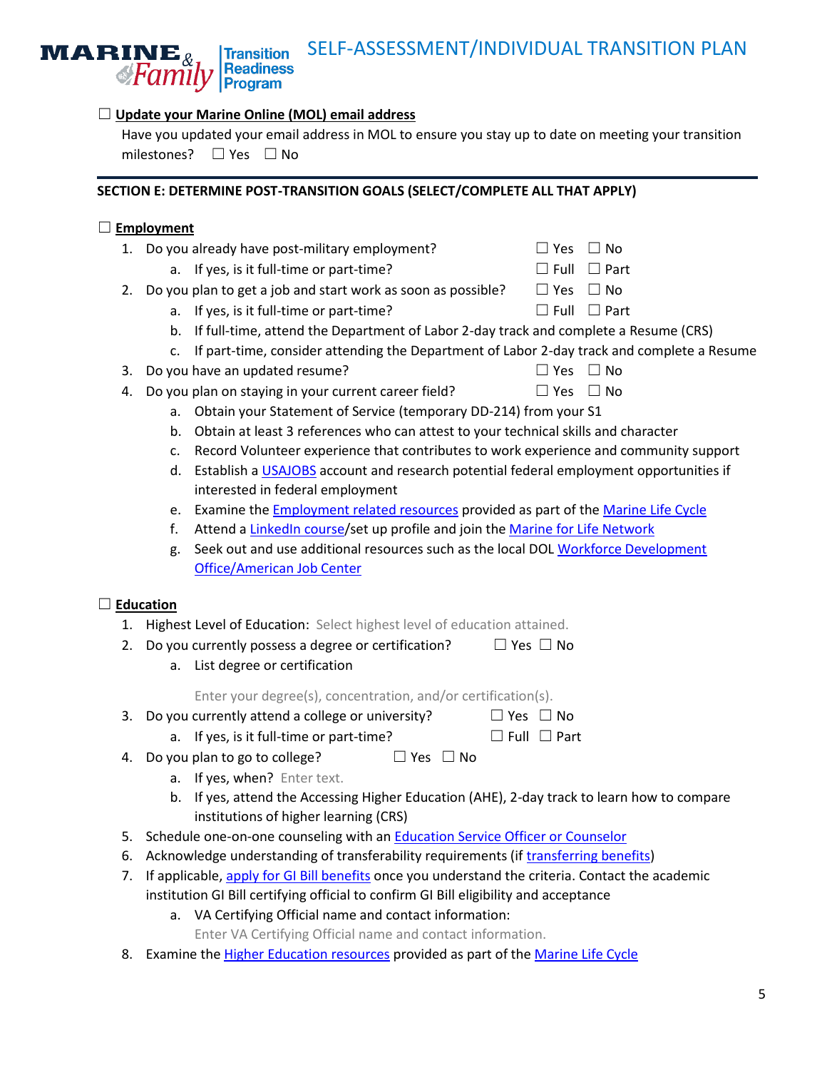☐ **Update your Marine Online (MOL) email address**

Have you updated your email address in MOL to ensure you stay up to date on meeting your transition milestones? ☐ Yes ☐ No

---

**SECTION E: DETERMINE POST-TRANSITION GOALS (SELECT/COMPLETE ALL THAT APPLY)**

☐ **Employment**

1. Do you already have post-military employment? ☐ Yes ☐ No
   a. If yes, is it full-time or part-time? ☐ Full ☐ Part
2. Do you plan to get a job and start work as soon as possible? ☐ Yes ☐ No
   a. If yes, is it full-time or part-time? ☐ Full ☐ Part
   b. If full-time, attend the Department of Labor 2-day track and complete a Resume (CRS)
   c. If part-time, consider attending the Department of Labor 2-day track and complete a Resume
3. Do you have an updated resume? ☐ Yes ☐ No
4. Do you plan on staying in your current career field? ☐ Yes ☐ No
   a. Obtain your Statement of Service (temporary DD-214) from your S1
   b. Obtain at least 3 references who can attest to your technical skills and character
   c. Record Volunteer experience that contributes to work experience and community support
   d. Establish a USAJOBS account and research potential federal employment opportunities if interested in federal employment
   e. Examine the Employment related resources provided as part of the Marine Life Cycle
   f. Attend a LinkedIn course/set up profile and join the Marine for Life Network
   g. Seek out and use additional resources such as the local DOL Workforce Development Office/American Job Center

☐ **Education**

1. Highest Level of Education: Select highest level of education attained.
2. Do you currently possess a degree or certification? ☐ Yes ☐ No
   a. List degree or certification

      Enter your degree(s), concentration, and/or certification(s).
3. Do you currently attend a college or university? ☐ Yes ☐ No
   a. If yes, is it full-time or part-time? ☐ Full ☐ Part
4. Do you plan to go to college? ☐ Yes ☐ No
   a. If yes, when? Enter text.
   b. If yes, attend the Accessing Higher Education (AHE), 2-day track to learn how to compare institutions of higher learning (CRS)
5. Schedule one-on-one counseling with an Education Service Officer or Counselor
6. Acknowledge understanding of transferability requirements (if transferring benefits)
7. If applicable, apply for GI Bill benefits once you understand the criteria. Contact the academic institution GI Bill certifying official to confirm GI Bill eligibility and acceptance
   a. VA Certifying Official name and contact information:
      Enter VA Certifying Official name and contact information.
8. Examine the Higher Education resources provided as part of the Marine Life Cycle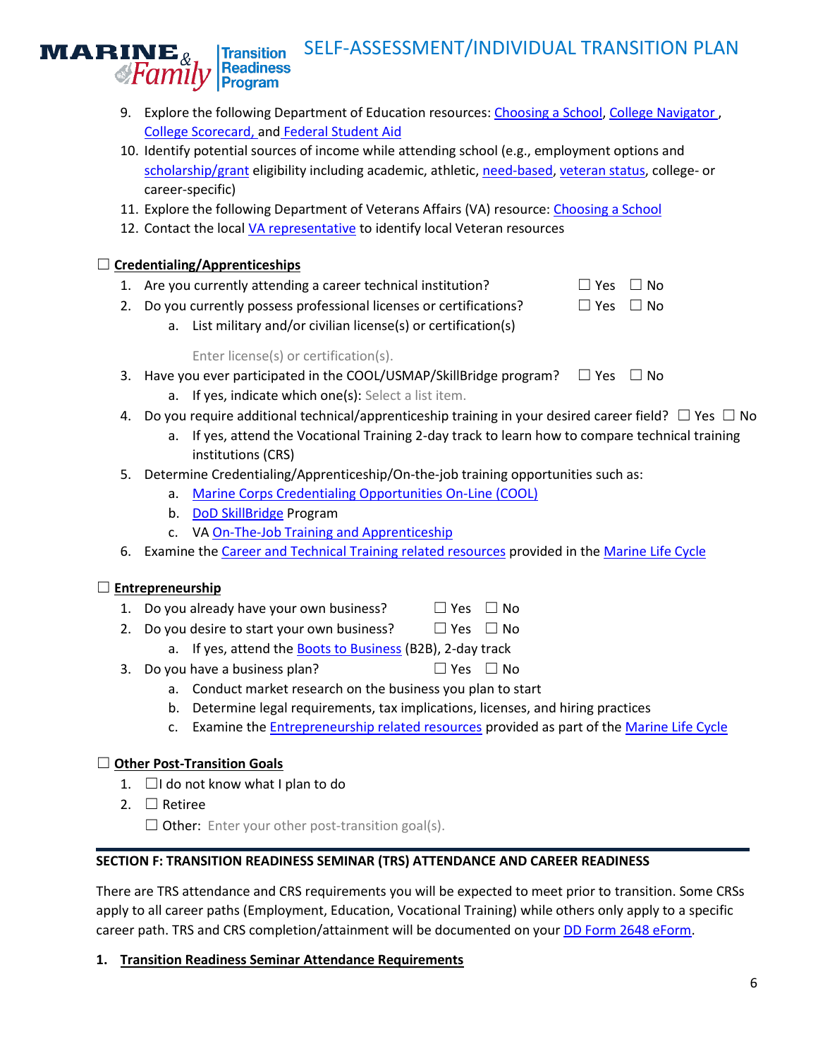9. Explore the following Department of Education resources: Choosing a School, College Navigator, College Scorecard, and Federal Student Aid
10. Identify potential sources of income while attending school (e.g., employment options and scholarship/grant eligibility including academic, athletic, need-based, veteran status, college- or career-specific)
11. Explore the following Department of Veterans Affairs (VA) resource: Choosing a School
12. Contact the local VA representative to identify local Veteran resources

☐ **Credentialing/Apprenticeships**

1. Are you currently attending a career technical institution? ☐ Yes ☐ No
2. Do you currently possess professional licenses or certifications? ☐ Yes ☐ No
    a. List military and/or civilian license(s) or certification(s)

       Enter license(s) or certification(s).
3. Have you ever participated in the COOL/USMAP/SkillBridge program? ☐ Yes ☐ No
    a. If yes, indicate which one(s): Select a list item.
4. Do you require additional technical/apprenticeship training in your desired career field? ☐ Yes ☐ No
    a. If yes, attend the Vocational Training 2-day track to learn how to compare technical training institutions (CRS)
5. Determine Credentialing/Apprenticeship/On-the-job training opportunities such as:
    a. Marine Corps Credentialing Opportunities On-Line (COOL)
    b. DoD SkillBridge Program
    c. VA On-The-Job Training and Apprenticeship
6. Examine the Career and Technical Training related resources provided in the Marine Life Cycle

☐ **Entrepreneurship**

1. Do you already have your own business? ☐ Yes ☐ No
2. Do you desire to start your own business? ☐ Yes ☐ No
    a. If yes, attend the Boots to Business (B2B), 2-day track
3. Do you have a business plan? ☐ Yes ☐ No
    a. Conduct market research on the business you plan to start
    b. Determine legal requirements, tax implications, licenses, and hiring practices
    c. Examine the Entrepreneurship related resources provided as part of the Marine Life Cycle

☐ **Other Post-Transition Goals**

1. ☐ I do not know what I plan to do
2. ☐ Retiree

   ☐ Other: Enter your other post-transition goal(s).

## SECTION F: TRANSITION READINESS SEMINAR (TRS) ATTENDANCE AND CAREER READINESS

There are TRS attendance and CRS requirements you will be expected to meet prior to transition. Some CRSs apply to all career paths (Employment, Education, Vocational Training) while others only apply to a specific career path. TRS and CRS completion/attainment will be documented on your DD Form 2648 eForm.

**1. Transition Readiness Seminar Attendance Requirements**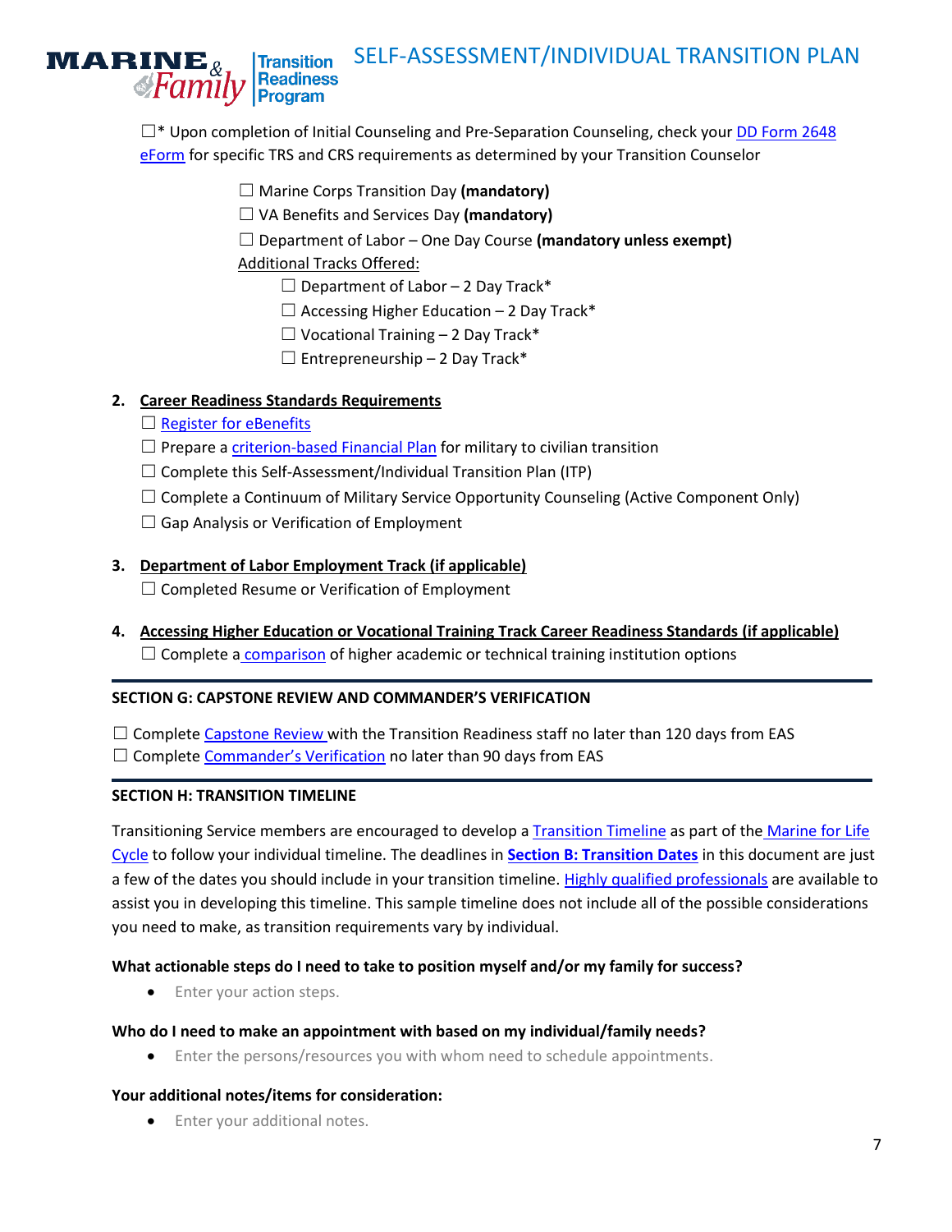☐* Upon completion of Initial Counseling and Pre-Separation Counseling, check your DD Form 2648 eForm for specific TRS and CRS requirements as determined by your Transition Counselor

- ☐ Marine Corps Transition Day **(mandatory)**
- ☐ VA Benefits and Services Day **(mandatory)**
- ☐ Department of Labor – One Day Course **(mandatory unless exempt)**

Additional Tracks Offered:

- ☐ Department of Labor – 2 Day Track*
- ☐ Accessing Higher Education – 2 Day Track*
- ☐ Vocational Training – 2 Day Track*
- ☐ Entrepreneurship – 2 Day Track*

**2. Career Readiness Standards Requirements**

- ☐ Register for eBenefits
- ☐ Prepare a criterion-based Financial Plan for military to civilian transition
- ☐ Complete this Self-Assessment/Individual Transition Plan (ITP)
- ☐ Complete a Continuum of Military Service Opportunity Counseling (Active Component Only)
- ☐ Gap Analysis or Verification of Employment

**3. Department of Labor Employment Track (if applicable)**

- ☐ Completed Resume or Verification of Employment

**4. Accessing Higher Education or Vocational Training Track Career Readiness Standards (if applicable)**

- ☐ Complete a comparison of higher academic or technical training institution options

## SECTION G: CAPSTONE REVIEW AND COMMANDER'S VERIFICATION

- ☐ Complete Capstone Review with the Transition Readiness staff no later than 120 days from EAS
- ☐ Complete Commander's Verification no later than 90 days from EAS

## SECTION H: TRANSITION TIMELINE

Transitioning Service members are encouraged to develop a Transition Timeline as part of the Marine for Life Cycle to follow your individual timeline. The deadlines in **Section B: Transition Dates** in this document are just a few of the dates you should include in your transition timeline. Highly qualified professionals are available to assist you in developing this timeline. This sample timeline does not include all of the possible considerations you need to make, as transition requirements vary by individual.

**What actionable steps do I need to take to position myself and/or my family for success?**

- Enter your action steps.

**Who do I need to make an appointment with based on my individual/family needs?**

- Enter the persons/resources you with whom need to schedule appointments.

**Your additional notes/items for consideration:**

- Enter your additional notes.